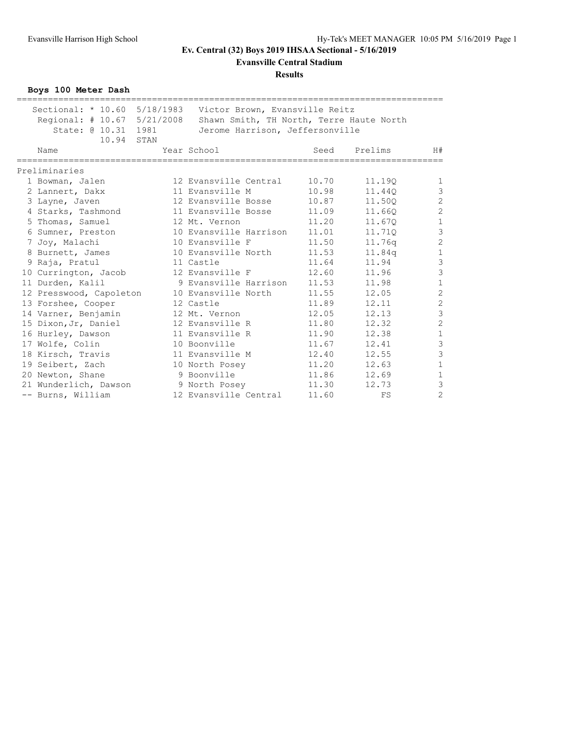# Ev. Central (32) Boys 2019 IHSAA Sectional - 5/16/2019

## Evansville Central Stadium

### Results

**Boys 100 Meter Dash**

Sectional: * 10.60 5/18/1983 Victor Brown, Evansville Reitz
Regional: # 10.67 5/21/2008 Shawn Smith, TH North, Terre Haute North
State: @ 10.31 1981 Jerome Harrison, Jeffersonville
10.94 STAN

| | Name | Year | School | Seed | Prelims | H# |
|---|---|---|---|---|---|---|
| **Preliminaries** | | | | | | |
| 1 | Bowman, Jalen | 12 | Evansville Central | 10.70 | 11.19Q | 1 |
| 2 | Lannert, Dakx | 11 | Evansville M | 10.98 | 11.44Q | 3 |
| 3 | Layne, Javen | 12 | Evansville Bosse | 10.87 | 11.50Q | 2 |
| 4 | Starks, Tashmond | 11 | Evansville Bosse | 11.09 | 11.66Q | 2 |
| 5 | Thomas, Samuel | 12 | Mt. Vernon | 11.20 | 11.67Q | 1 |
| 6 | Sumner, Preston | 10 | Evansville Harrison | 11.01 | 11.71Q | 3 |
| 7 | Joy, Malachi | 10 | Evansville F | 11.50 | 11.76q | 2 |
| 8 | Burnett, James | 10 | Evansville North | 11.53 | 11.84q | 1 |
| 9 | Raja, Pratul | 11 | Castle | 11.64 | 11.94 | 3 |
| 10 | Currington, Jacob | 12 | Evansville F | 12.60 | 11.96 | 3 |
| 11 | Durden, Kalil | 9 | Evansville Harrison | 11.53 | 11.98 | 1 |
| 12 | Presswood, Capoleton | 10 | Evansville North | 11.55 | 12.05 | 2 |
| 13 | Forshee, Cooper | 12 | Castle | 11.89 | 12.11 | 2 |
| 14 | Varner, Benjamin | 12 | Mt. Vernon | 12.05 | 12.13 | 3 |
| 15 | Dixon,Jr, Daniel | 12 | Evansville R | 11.80 | 12.32 | 2 |
| 16 | Hurley, Dawson | 11 | Evansville R | 11.90 | 12.38 | 1 |
| 17 | Wolfe, Colin | 10 | Boonville | 11.67 | 12.41 | 3 |
| 18 | Kirsch, Travis | 11 | Evansville M | 12.40 | 12.55 | 3 |
| 19 | Seibert, Zach | 10 | North Posey | 11.20 | 12.63 | 1 |
| 20 | Newton, Shane | 9 | Boonville | 11.86 | 12.69 | 1 |
| 21 | Wunderlich, Dawson | 9 | North Posey | 11.30 | 12.73 | 3 |
| -- | Burns, William | 12 | Evansville Central | 11.60 | FS | 2 |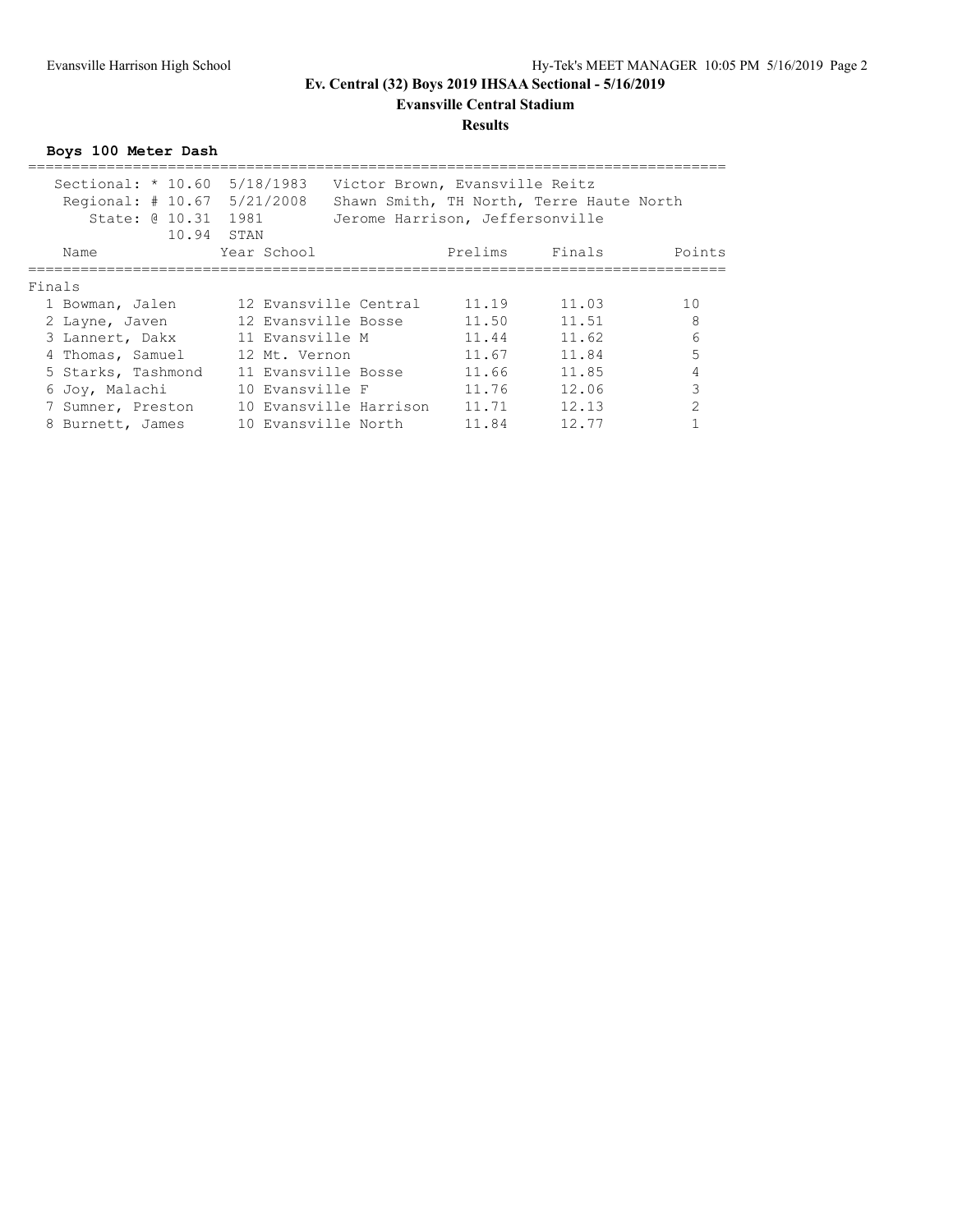# Ev. Central (32) Boys 2019 IHSAA Sectional - 5/16/2019

## Evansville Central Stadium

### Results

**Boys 100 Meter Dash**

| | | | |
|---|---|---|---|
| Sectional: * 10.60 | 5/18/1983 | Victor Brown, Evansville Reitz | |
| Regional: # 10.67 | 5/21/2008 | Shawn Smith, TH North, Terre Haute North | |
| State: @ 10.31 | 1981 | Jerome Harrison, Jeffersonville | |
| 10.94 | STAN | | |

**Finals**

| Place | Name | Year | School | Prelims | Finals | Points |
|---|---|---|---|---|---|---|
| 1 | Bowman, Jalen | 12 | Evansville Central | 11.19 | 11.03 | 10 |
| 2 | Layne, Javen | 12 | Evansville Bosse | 11.50 | 11.51 | 8 |
| 3 | Lannert, Dakx | 11 | Evansville M | 11.44 | 11.62 | 6 |
| 4 | Thomas, Samuel | 12 | Mt. Vernon | 11.67 | 11.84 | 5 |
| 5 | Starks, Tashmond | 11 | Evansville Bosse | 11.66 | 11.85 | 4 |
| 6 | Joy, Malachi | 10 | Evansville F | 11.76 | 12.06 | 3 |
| 7 | Sumner, Preston | 10 | Evansville Harrison | 11.71 | 12.13 | 2 |
| 8 | Burnett, James | 10 | Evansville North | 11.84 | 12.77 | 1 |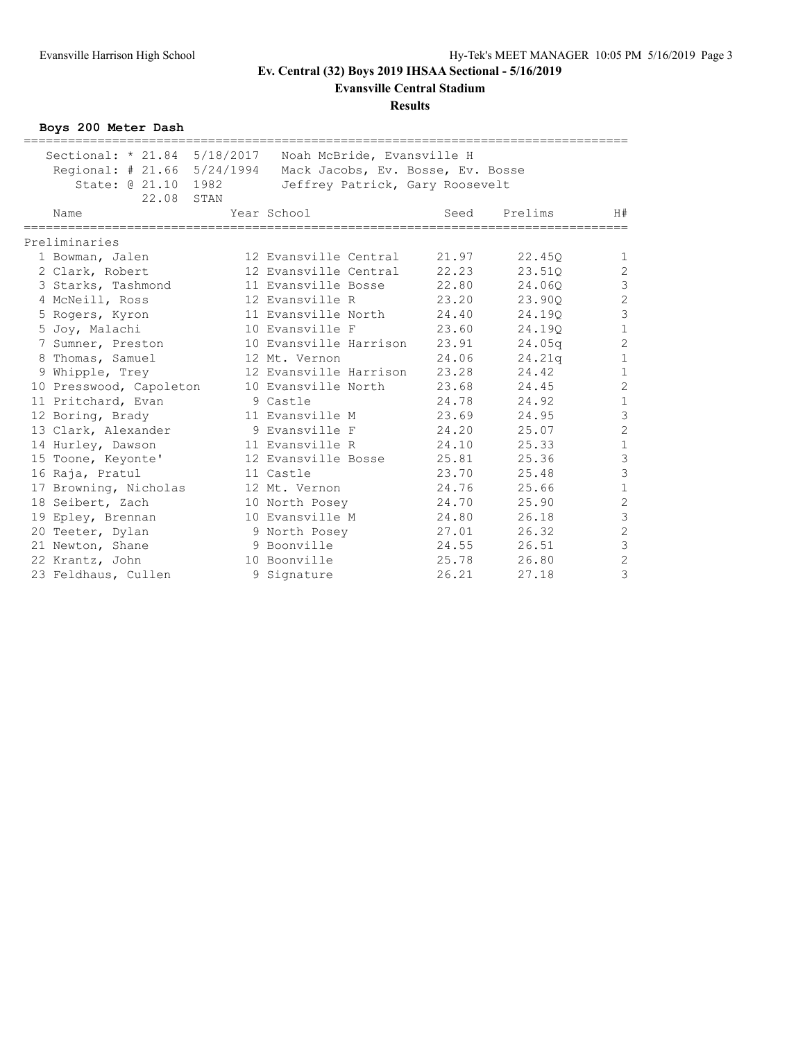## Ev. Central (32) Boys 2019 IHSAA Sectional - 5/16/2019

### Evansville Central Stadium

### Results

**Boys 200 Meter Dash**

| | | |
|---|---|---|
| Sectional: * 21.84 | 5/18/2017 | Noah McBride, Evansville H |
| Regional: # 21.66 | 5/24/1994 | Mack Jacobs, Ev. Bosse, Ev. Bosse |
| State: @ 21.10 | 1982 | Jeffrey Patrick, Gary Roosevelt |
| 22.08 | STAN | |

**Preliminaries**

| Place | Name | Year | School | Seed | Prelims | H# |
|---|---|---|---|---|---|---|
| 1 | Bowman, Jalen | 12 | Evansville Central | 21.97 | 22.45Q | 1 |
| 2 | Clark, Robert | 12 | Evansville Central | 22.23 | 23.51Q | 2 |
| 3 | Starks, Tashmond | 11 | Evansville Bosse | 22.80 | 24.06Q | 3 |
| 4 | McNeill, Ross | 12 | Evansville R | 23.20 | 23.90Q | 2 |
| 5 | Rogers, Kyron | 11 | Evansville North | 24.40 | 24.19Q | 3 |
| 5 | Joy, Malachi | 10 | Evansville F | 23.60 | 24.19Q | 1 |
| 7 | Sumner, Preston | 10 | Evansville Harrison | 23.91 | 24.05q | 2 |
| 8 | Thomas, Samuel | 12 | Mt. Vernon | 24.06 | 24.21q | 1 |
| 9 | Whipple, Trey | 12 | Evansville Harrison | 23.28 | 24.42 | 1 |
| 10 | Presswood, Capoleton | 10 | Evansville North | 23.68 | 24.45 | 2 |
| 11 | Pritchard, Evan | 9 | Castle | 24.78 | 24.92 | 1 |
| 12 | Boring, Brady | 11 | Evansville M | 23.69 | 24.95 | 3 |
| 13 | Clark, Alexander | 9 | Evansville F | 24.20 | 25.07 | 2 |
| 14 | Hurley, Dawson | 11 | Evansville R | 24.10 | 25.33 | 1 |
| 15 | Toone, Keyonte' | 12 | Evansville Bosse | 25.81 | 25.36 | 3 |
| 16 | Raja, Pratul | 11 | Castle | 23.70 | 25.48 | 3 |
| 17 | Browning, Nicholas | 12 | Mt. Vernon | 24.76 | 25.66 | 1 |
| 18 | Seibert, Zach | 10 | North Posey | 24.70 | 25.90 | 2 |
| 19 | Epley, Brennan | 10 | Evansville M | 24.80 | 26.18 | 3 |
| 20 | Teeter, Dylan | 9 | North Posey | 27.01 | 26.32 | 2 |
| 21 | Newton, Shane | 9 | Boonville | 24.55 | 26.51 | 3 |
| 22 | Krantz, John | 10 | Boonville | 25.78 | 26.80 | 2 |
| 23 | Feldhaus, Cullen | 9 | Signature | 26.21 | 27.18 | 3 |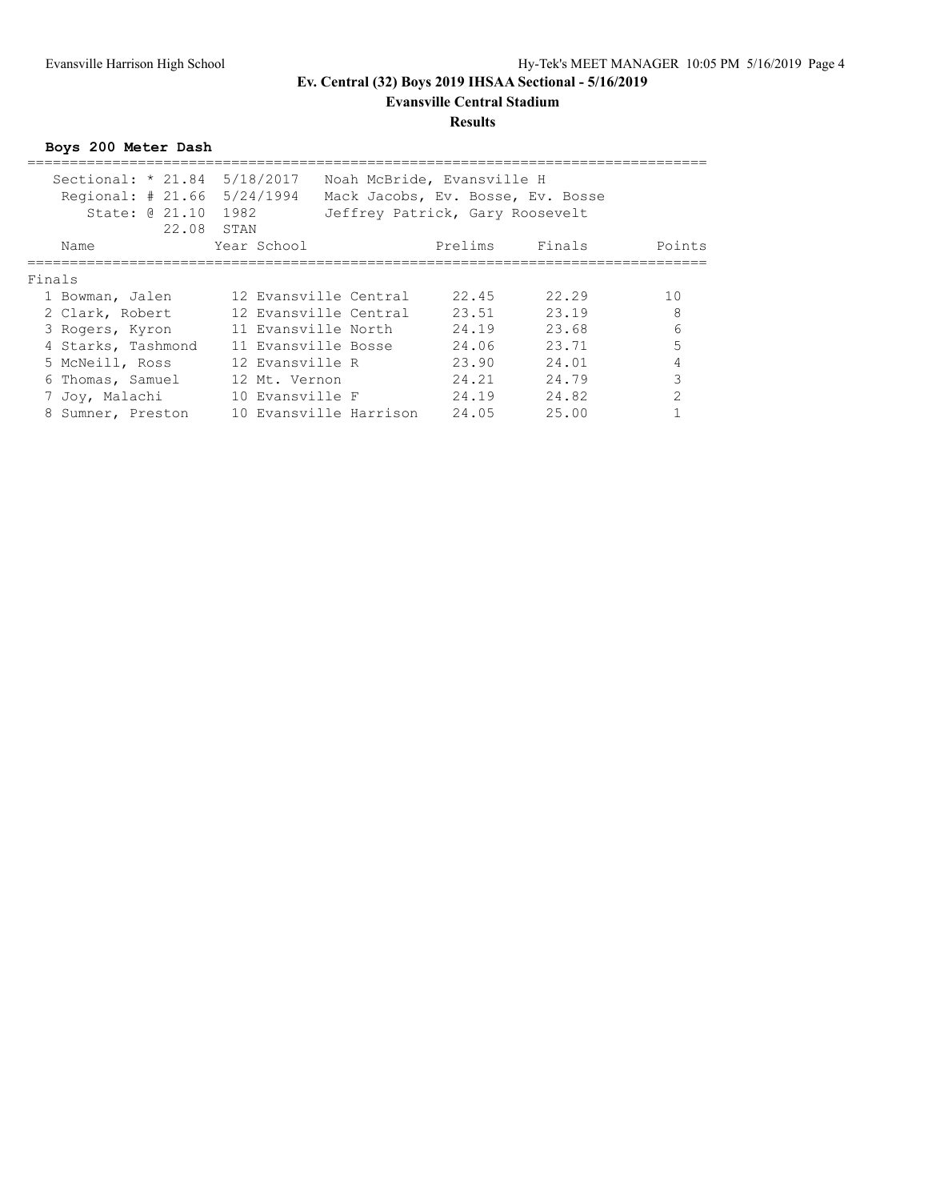# Ev. Central (32) Boys 2019 IHSAA Sectional - 5/16/2019

## Evansville Central Stadium

### Results

**Boys 200 Meter Dash**

| Record | Mark | Date | Holder |
|---|---|---|---|
| Sectional: * | 21.84 | 5/18/2017 | Noah McBride, Evansville H |
| Regional: # | 21.66 | 5/24/1994 | Mack Jacobs, Ev. Bosse, Ev. Bosse |
| State: @ | 21.10 | 1982 | Jeffrey Patrick, Gary Roosevelt |
| | 22.08 | STAN | |

**Finals**

| Place | Name | Year | School | Prelims | Finals | Points |
|---|---|---|---|---|---|---|
| 1 | Bowman, Jalen | 12 | Evansville Central | 22.45 | 22.29 | 10 |
| 2 | Clark, Robert | 12 | Evansville Central | 23.51 | 23.19 | 8 |
| 3 | Rogers, Kyron | 11 | Evansville North | 24.19 | 23.68 | 6 |
| 4 | Starks, Tashmond | 11 | Evansville Bosse | 24.06 | 23.71 | 5 |
| 5 | McNeill, Ross | 12 | Evansville R | 23.90 | 24.01 | 4 |
| 6 | Thomas, Samuel | 12 | Mt. Vernon | 24.21 | 24.79 | 3 |
| 7 | Joy, Malachi | 10 | Evansville F | 24.19 | 24.82 | 2 |
| 8 | Sumner, Preston | 10 | Evansville Harrison | 24.05 | 25.00 | 1 |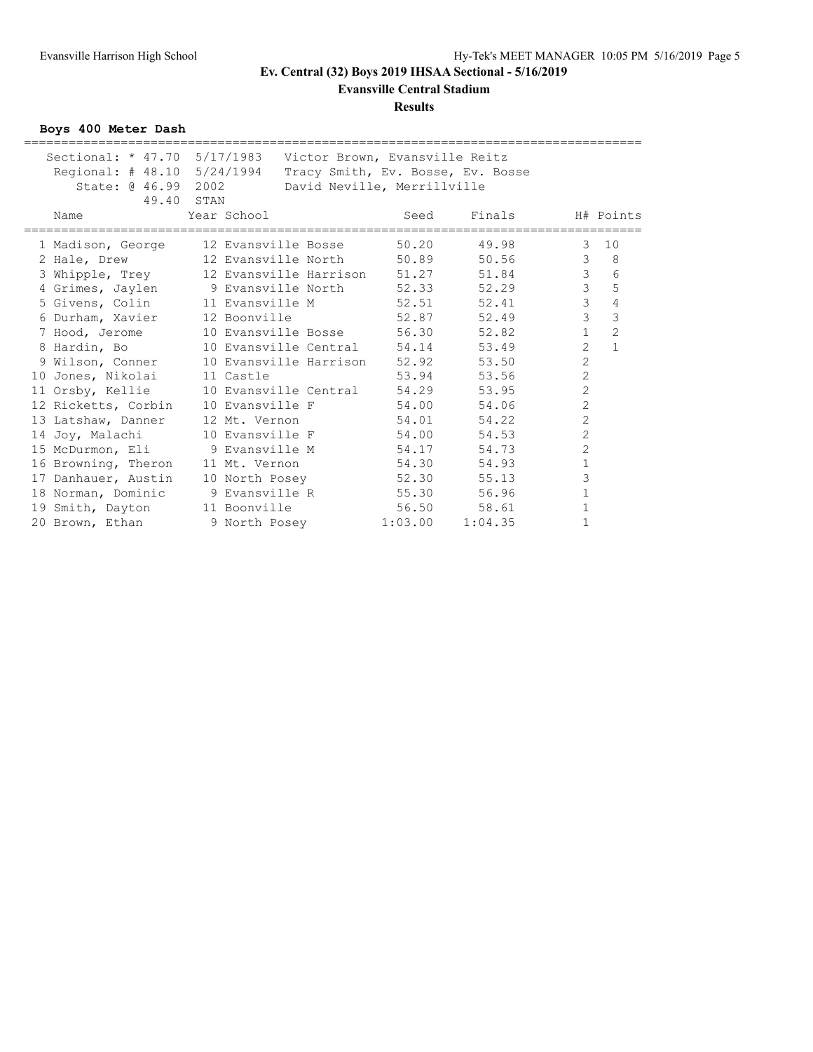# Ev. Central (32) Boys 2019 IHSAA Sectional - 5/16/2019

## Evansville Central Stadium

### Results

**Boys 400 Meter Dash**

```
Sectional: * 47.70  5/17/1983   Victor Brown, Evansville Reitz
 Regional: # 48.10  5/24/1994   Tracy Smith, Ev. Bosse, Ev. Bosse
    State: @ 46.99  2002        David Neville, Merrillville
             49.40  STAN
```

| Place | Name | Year | School | Seed | Finals | H# | Points |
|---|---|---|---|---|---|---|---|
| 1 | Madison, George | 12 | Evansville Bosse | 50.20 | 49.98 | 3 | 10 |
| 2 | Hale, Drew | 12 | Evansville North | 50.89 | 50.56 | 3 | 8 |
| 3 | Whipple, Trey | 12 | Evansville Harrison | 51.27 | 51.84 | 3 | 6 |
| 4 | Grimes, Jaylen | 9 | Evansville North | 52.33 | 52.29 | 3 | 5 |
| 5 | Givens, Colin | 11 | Evansville M | 52.51 | 52.41 | 3 | 4 |
| 6 | Durham, Xavier | 12 | Boonville | 52.87 | 52.49 | 3 | 3 |
| 7 | Hood, Jerome | 10 | Evansville Bosse | 56.30 | 52.82 | 1 | 2 |
| 8 | Hardin, Bo | 10 | Evansville Central | 54.14 | 53.49 | 2 | 1 |
| 9 | Wilson, Conner | 10 | Evansville Harrison | 52.92 | 53.50 | 2 | |
| 10 | Jones, Nikolai | 11 | Castle | 53.94 | 53.56 | 2 | |
| 11 | Orsby, Kellie | 10 | Evansville Central | 54.29 | 53.95 | 2 | |
| 12 | Ricketts, Corbin | 10 | Evansville F | 54.00 | 54.06 | 2 | |
| 13 | Latshaw, Danner | 12 | Mt. Vernon | 54.01 | 54.22 | 2 | |
| 14 | Joy, Malachi | 10 | Evansville F | 54.00 | 54.53 | 2 | |
| 15 | McDurmon, Eli | 9 | Evansville M | 54.17 | 54.73 | 2 | |
| 16 | Browning, Theron | 11 | Mt. Vernon | 54.30 | 54.93 | 1 | |
| 17 | Danhauer, Austin | 10 | North Posey | 52.30 | 55.13 | 3 | |
| 18 | Norman, Dominic | 9 | Evansville R | 55.30 | 56.96 | 1 | |
| 19 | Smith, Dayton | 11 | Boonville | 56.50 | 58.61 | 1 | |
| 20 | Brown, Ethan | 9 | North Posey | 1:03.00 | 1:04.35 | 1 | |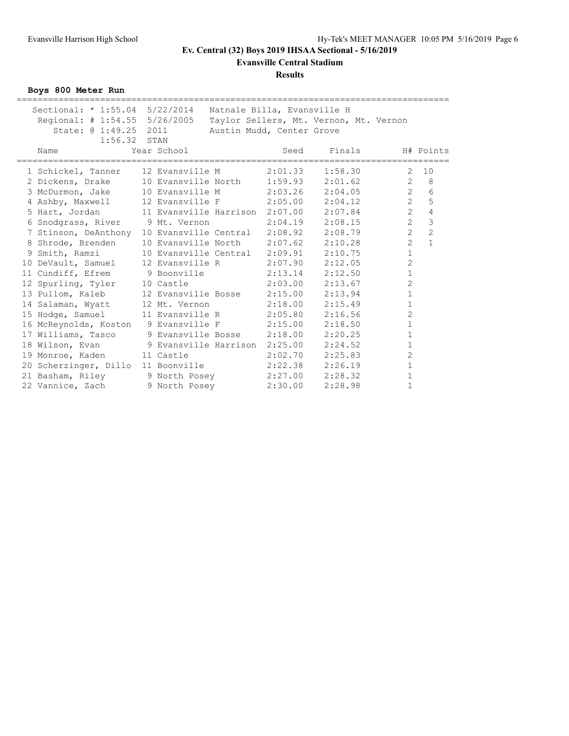## Ev. Central (32) Boys 2019 IHSAA Sectional - 5/16/2019

**Evansville Central Stadium**

**Results**

### Boys 800 Meter Run

Sectional: * 1:55.04 5/22/2014 Natnale Billa, Evansville H
Regional: # 1:54.55 5/26/2005 Taylor Sellers, Mt. Vernon, Mt. Vernon
State: @ 1:49.25 2011 Austin Mudd, Center Grove
1:56.32 STAN

| | Name | Year | School | Seed | Finals | H# | Points |
|---|---|---|---|---|---|---|---|
| 1 | Schickel, Tanner | 12 | Evansville M | 2:01.33 | 1:58.30 | 2 | 10 |
| 2 | Dickens, Drake | 10 | Evansville North | 1:59.93 | 2:01.62 | 2 | 8 |
| 3 | McDurmon, Jake | 10 | Evansville M | 2:03.26 | 2:04.05 | 2 | 6 |
| 4 | Ashby, Maxwell | 12 | Evansville F | 2:05.00 | 2:04.12 | 2 | 5 |
| 5 | Hart, Jordan | 11 | Evansville Harrison | 2:07.00 | 2:07.84 | 2 | 4 |
| 6 | Snodgrass, River | 9 | Mt. Vernon | 2:04.19 | 2:08.15 | 2 | 3 |
| 7 | Stinson, DeAnthony | 10 | Evansville Central | 2:08.92 | 2:08.79 | 2 | 2 |
| 8 | Shrode, Brenden | 10 | Evansville North | 2:07.62 | 2:10.28 | 2 | 1 |
| 9 | Smith, Ramzi | 10 | Evansville Central | 2:09.91 | 2:10.75 | 1 | |
| 10 | DeVault, Samuel | 12 | Evansville R | 2:07.90 | 2:12.05 | 2 | |
| 11 | Cundiff, Efrem | 9 | Boonville | 2:13.14 | 2:12.50 | 1 | |
| 12 | Spurling, Tyler | 10 | Castle | 2:03.00 | 2:13.67 | 2 | |
| 13 | Pullom, Kaleb | 12 | Evansville Bosse | 2:15.00 | 2:13.94 | 1 | |
| 14 | Salaman, Wyatt | 12 | Mt. Vernon | 2:18.00 | 2:15.49 | 1 | |
| 15 | Hodge, Samuel | 11 | Evansville R | 2:05.80 | 2:16.56 | 2 | |
| 16 | McReynolds, Koston | 9 | Evansville F | 2:15.00 | 2:18.50 | 1 | |
| 17 | Williams, Tasco | 9 | Evansville Bosse | 2:18.00 | 2:20.25 | 1 | |
| 18 | Wilson, Evan | 9 | Evansville Harrison | 2:25.00 | 2:24.52 | 1 | |
| 19 | Monroe, Kaden | 11 | Castle | 2:02.70 | 2:25.83 | 2 | |
| 20 | Scherzinger, Dillo | 11 | Boonville | 2:22.38 | 2:26.19 | 1 | |
| 21 | Basham, Riley | 9 | North Posey | 2:27.00 | 2:28.32 | 1 | |
| 22 | Vannice, Zach | 9 | North Posey | 2:30.00 | 2:28.98 | 1 | |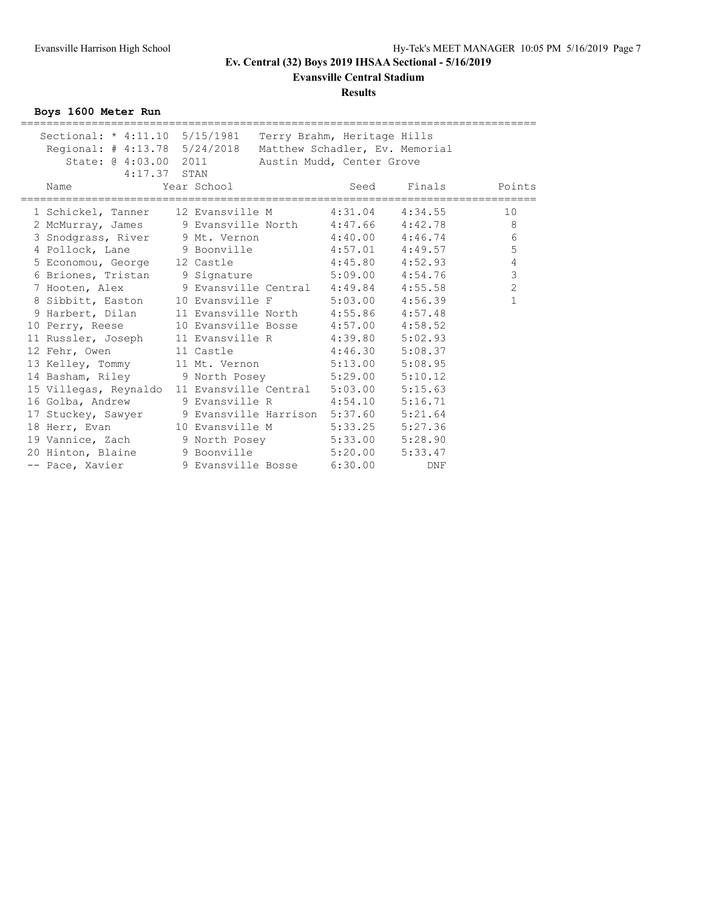# Ev. Central (32) Boys 2019 IHSAA Sectional - 5/16/2019

**Evansville Central Stadium**

**Results**

### Boys 1600 Meter Run

Sectional: * 4:11.10  5/15/1981  Terry Brahm, Heritage Hills
Regional: # 4:13.78  5/24/2018  Matthew Schadler, Ev. Memorial
State: @ 4:03.00  2011  Austin Mudd, Center Grove
4:17.37  STAN

| | Name | Year | School | Seed | Finals | Points |
|---|---|---|---|---|---|---|
| 1 | Schickel, Tanner | 12 | Evansville M | 4:31.04 | 4:34.55 | 10 |
| 2 | McMurray, James | 9 | Evansville North | 4:47.66 | 4:42.78 | 8 |
| 3 | Snodgrass, River | 9 | Mt. Vernon | 4:40.00 | 4:46.74 | 6 |
| 4 | Pollock, Lane | 9 | Boonville | 4:57.01 | 4:49.57 | 5 |
| 5 | Economou, George | 12 | Castle | 4:45.80 | 4:52.93 | 4 |
| 6 | Briones, Tristan | 9 | Signature | 5:09.00 | 4:54.76 | 3 |
| 7 | Hooten, Alex | 9 | Evansville Central | 4:49.84 | 4:55.58 | 2 |
| 8 | Sibbitt, Easton | 10 | Evansville F | 5:03.00 | 4:56.39 | 1 |
| 9 | Harbert, Dilan | 11 | Evansville North | 4:55.86 | 4:57.48 | |
| 10 | Perry, Reese | 10 | Evansville Bosse | 4:57.00 | 4:58.52 | |
| 11 | Russler, Joseph | 11 | Evansville R | 4:39.80 | 5:02.93 | |
| 12 | Fehr, Owen | 11 | Castle | 4:46.30 | 5:08.37 | |
| 13 | Kelley, Tommy | 11 | Mt. Vernon | 5:13.00 | 5:08.95 | |
| 14 | Basham, Riley | 9 | North Posey | 5:29.00 | 5:10.12 | |
| 15 | Villegas, Reynaldo | 11 | Evansville Central | 5:03.00 | 5:15.63 | |
| 16 | Golba, Andrew | 9 | Evansville R | 4:54.10 | 5:16.71 | |
| 17 | Stuckey, Sawyer | 9 | Evansville Harrison | 5:37.60 | 5:21.64 | |
| 18 | Herr, Evan | 10 | Evansville M | 5:33.25 | 5:27.36 | |
| 19 | Vannice, Zach | 9 | North Posey | 5:33.00 | 5:28.90 | |
| 20 | Hinton, Blaine | 9 | Boonville | 5:20.00 | 5:33.47 | |
| -- | Pace, Xavier | 9 | Evansville Bosse | 6:30.00 | DNF | |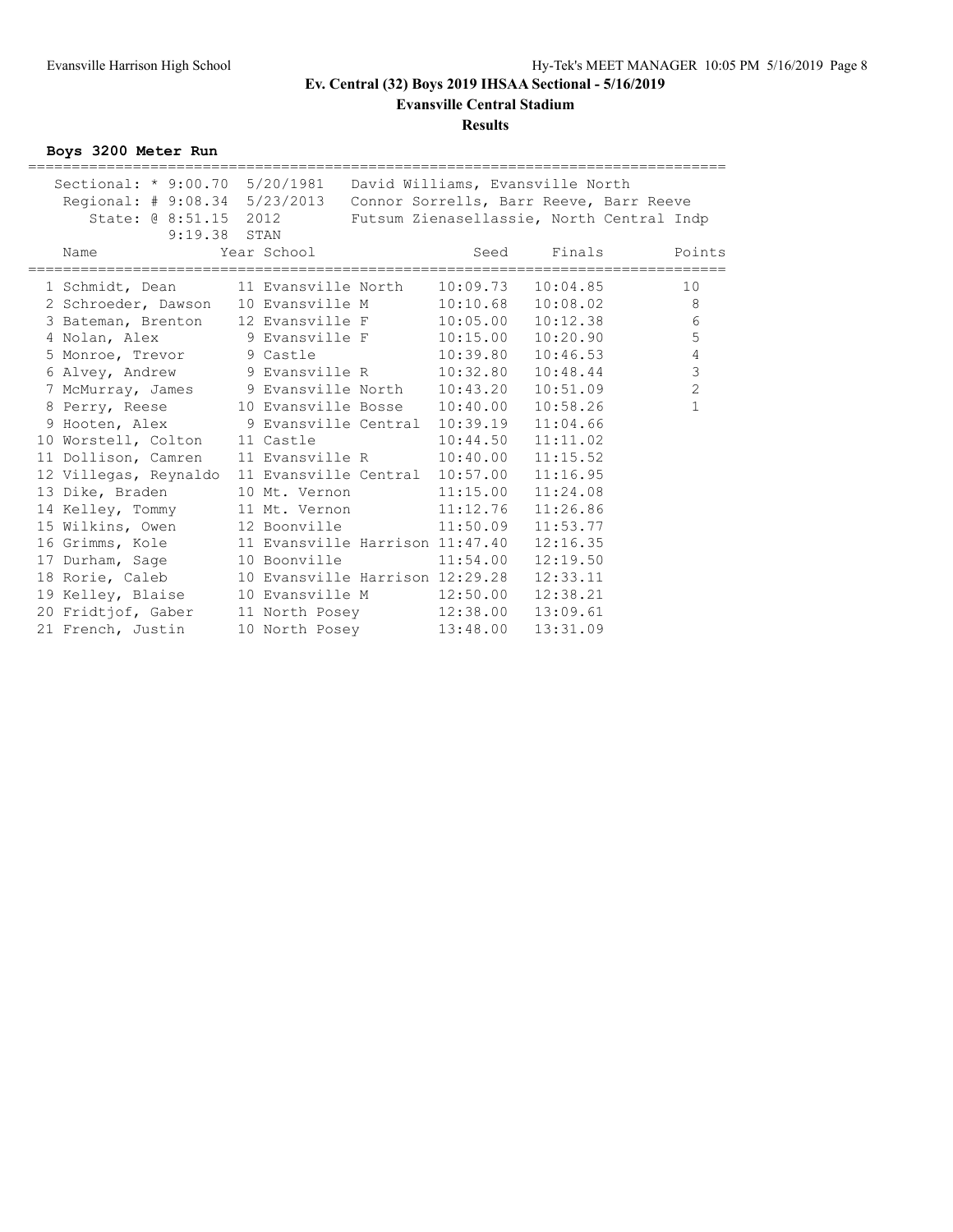# Ev. Central (32) Boys 2019 IHSAA Sectional - 5/16/2019

## Evansville Central Stadium

## Results

### Boys 3200 Meter Run

Sectional: * 9:00.70 5/20/1981 David Williams, Evansville North
Regional: # 9:08.34 5/23/2013 Connor Sorrells, Barr Reeve, Barr Reeve
State: @ 8:51.15 2012 Futsum Zienasellassie, North Central Indp
9:19.38 STAN

| | Name | Year | School | Seed | Finals | Points |
|---|---|---|---|---|---|---|
| 1 | Schmidt, Dean | 11 | Evansville North | 10:09.73 | 10:04.85 | 10 |
| 2 | Schroeder, Dawson | 10 | Evansville M | 10:10.68 | 10:08.02 | 8 |
| 3 | Bateman, Brenton | 12 | Evansville F | 10:05.00 | 10:12.38 | 6 |
| 4 | Nolan, Alex | 9 | Evansville F | 10:15.00 | 10:20.90 | 5 |
| 5 | Monroe, Trevor | 9 | Castle | 10:39.80 | 10:46.53 | 4 |
| 6 | Alvey, Andrew | 9 | Evansville R | 10:32.80 | 10:48.44 | 3 |
| 7 | McMurray, James | 9 | Evansville North | 10:43.20 | 10:51.09 | 2 |
| 8 | Perry, Reese | 10 | Evansville Bosse | 10:40.00 | 10:58.26 | 1 |
| 9 | Hooten, Alex | 9 | Evansville Central | 10:39.19 | 11:04.66 | |
| 10 | Worstell, Colton | 11 | Castle | 10:44.50 | 11:11.02 | |
| 11 | Dollison, Camren | 11 | Evansville R | 10:40.00 | 11:15.52 | |
| 12 | Villegas, Reynaldo | 11 | Evansville Central | 10:57.00 | 11:16.95 | |
| 13 | Dike, Braden | 10 | Mt. Vernon | 11:15.00 | 11:24.08 | |
| 14 | Kelley, Tommy | 11 | Mt. Vernon | 11:12.76 | 11:26.86 | |
| 15 | Wilkins, Owen | 12 | Boonville | 11:50.09 | 11:53.77 | |
| 16 | Grimms, Kole | 11 | Evansville Harrison | 11:47.40 | 12:16.35 | |
| 17 | Durham, Sage | 10 | Boonville | 11:54.00 | 12:19.50 | |
| 18 | Rorie, Caleb | 10 | Evansville Harrison | 12:29.28 | 12:33.11 | |
| 19 | Kelley, Blaise | 10 | Evansville M | 12:50.00 | 12:38.21 | |
| 20 | Fridtjof, Gaber | 11 | North Posey | 12:38.00 | 13:09.61 | |
| 21 | French, Justin | 10 | North Posey | 13:48.00 | 13:31.09 | |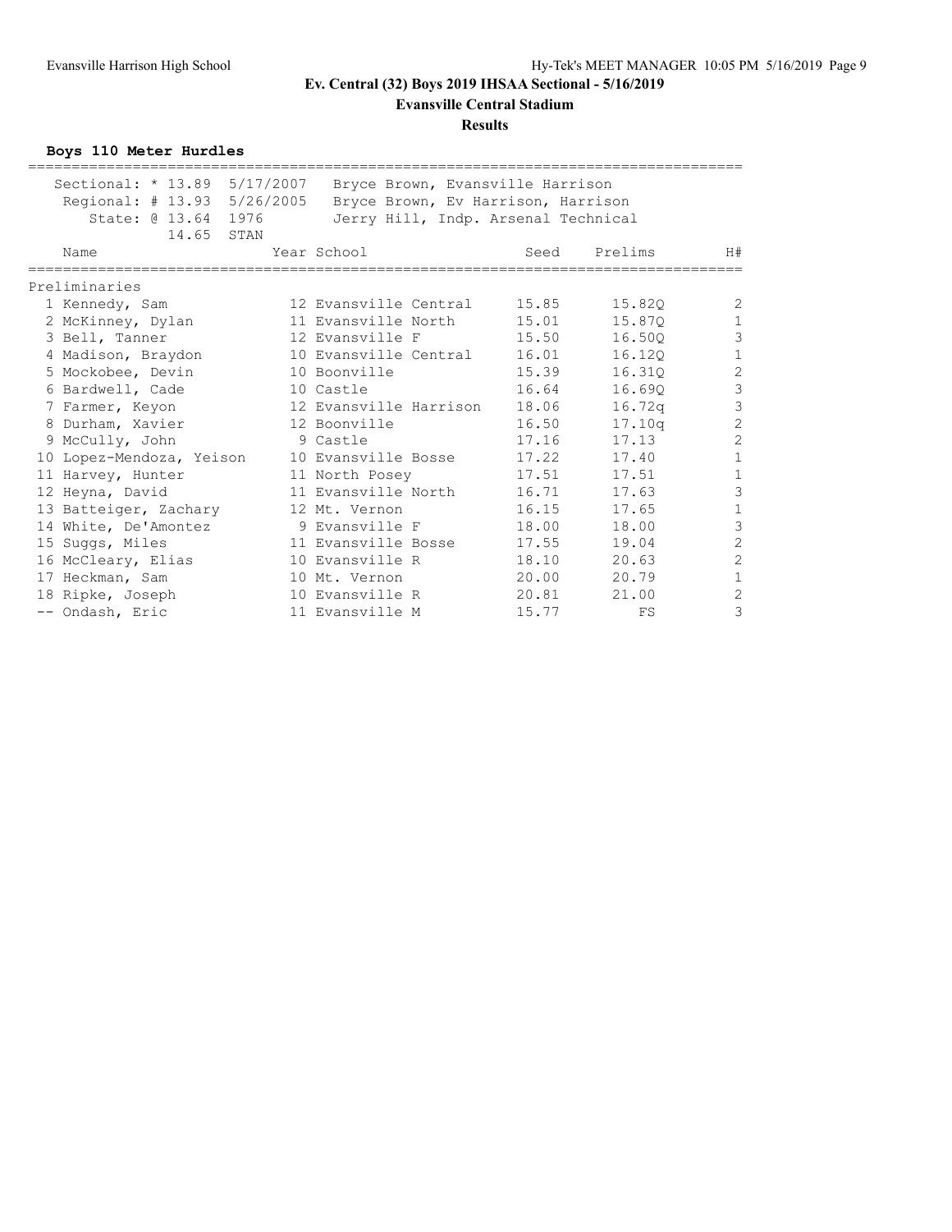# Ev. Central (32) Boys 2019 IHSAA Sectional - 5/16/2019

## Evansville Central Stadium

### Results

**Boys 110 Meter Hurdles**

Sectional: * 13.89 5/17/2007 Bryce Brown, Evansville Harrison
Regional: # 13.93 5/26/2005 Bryce Brown, Ev Harrison, Harrison
State: @ 13.64 1976 Jerry Hill, Indp. Arsenal Technical
14.65 STAN

| Name | Year | School | Seed | Prelims | H# |
|---|---|---|---|---|---|
| **Preliminaries** | | | | | |
| 1 Kennedy, Sam | 12 | Evansville Central | 15.85 | 15.82Q | 2 |
| 2 McKinney, Dylan | 11 | Evansville North | 15.01 | 15.87Q | 1 |
| 3 Bell, Tanner | 12 | Evansville F | 15.50 | 16.50Q | 3 |
| 4 Madison, Braydon | 10 | Evansville Central | 16.01 | 16.12Q | 1 |
| 5 Mockobee, Devin | 10 | Boonville | 15.39 | 16.31Q | 2 |
| 6 Bardwell, Cade | 10 | Castle | 16.64 | 16.69Q | 3 |
| 7 Farmer, Keyon | 12 | Evansville Harrison | 18.06 | 16.72q | 3 |
| 8 Durham, Xavier | 12 | Boonville | 16.50 | 17.10q | 2 |
| 9 McCully, John | 9 | Castle | 17.16 | 17.13 | 2 |
| 10 Lopez-Mendoza, Yeison | 10 | Evansville Bosse | 17.22 | 17.40 | 1 |
| 11 Harvey, Hunter | 11 | North Posey | 17.51 | 17.51 | 1 |
| 12 Heyna, David | 11 | Evansville North | 16.71 | 17.63 | 3 |
| 13 Batteiger, Zachary | 12 | Mt. Vernon | 16.15 | 17.65 | 1 |
| 14 White, De'Amontez | 9 | Evansville F | 18.00 | 18.00 | 3 |
| 15 Suggs, Miles | 11 | Evansville Bosse | 17.55 | 19.04 | 2 |
| 16 McCleary, Elias | 10 | Evansville R | 18.10 | 20.63 | 2 |
| 17 Heckman, Sam | 10 | Mt. Vernon | 20.00 | 20.79 | 1 |
| 18 Ripke, Joseph | 10 | Evansville R | 20.81 | 21.00 | 2 |
| -- Ondash, Eric | 11 | Evansville M | 15.77 | FS | 3 |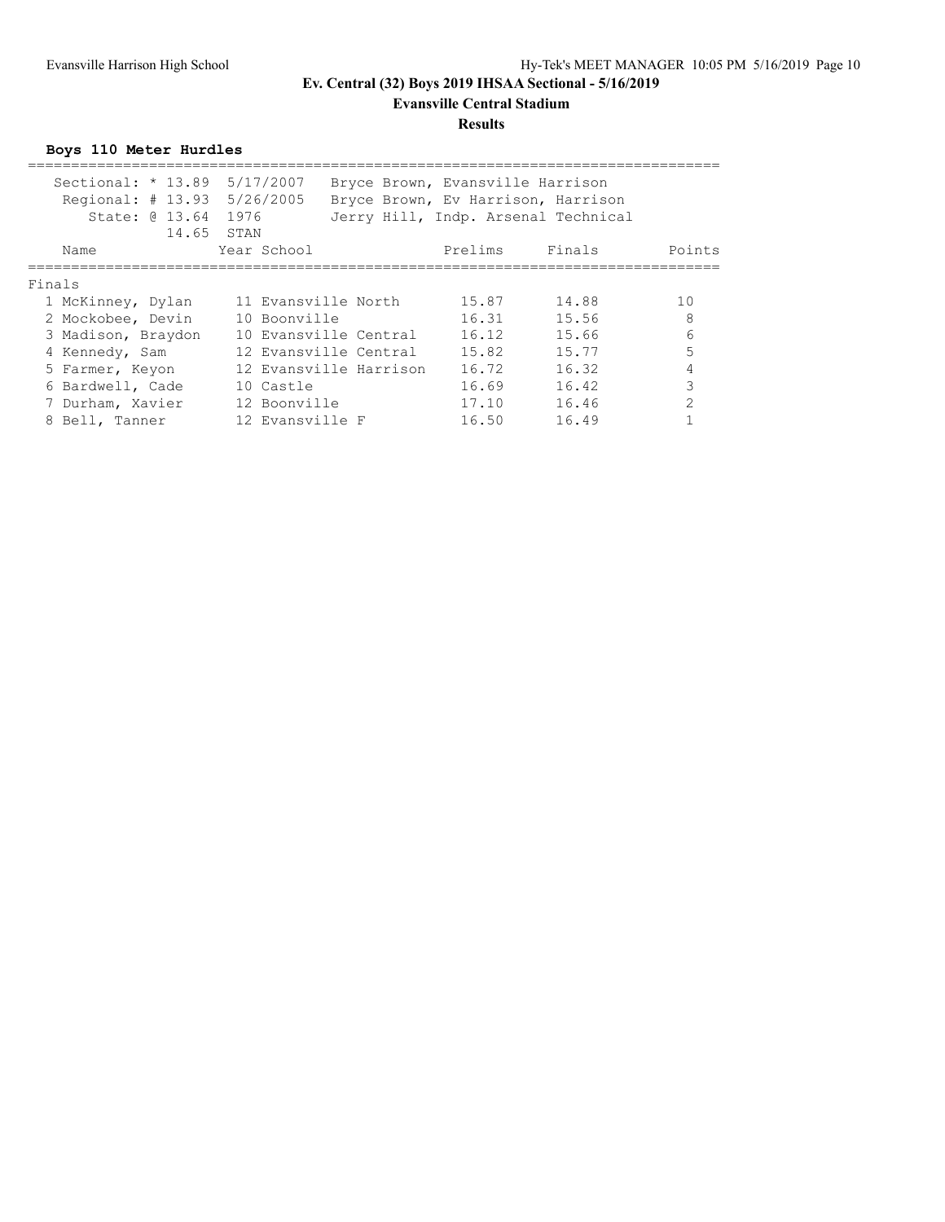# Ev. Central (32) Boys 2019 IHSAA Sectional - 5/16/2019

## Evansville Central Stadium

### Results

**Boys 110 Meter Hurdles**

| Record | Mark | Date | Holder |
|---|---|---|---|
| Sectional: * | 13.89 | 5/17/2007 | Bryce Brown, Evansville Harrison |
| Regional: # | 13.93 | 5/26/2005 | Bryce Brown, Ev Harrison, Harrison |
| State: @ | 13.64 | 1976 | Jerry Hill, Indp. Arsenal Technical |
| | 14.65 | STAN | |

**Finals**

| Place | Name | Year | School | Prelims | Finals | Points |
|---|---|---|---|---|---|---|
| 1 | McKinney, Dylan | 11 | Evansville North | 15.87 | 14.88 | 10 |
| 2 | Mockobee, Devin | 10 | Boonville | 16.31 | 15.56 | 8 |
| 3 | Madison, Braydon | 10 | Evansville Central | 16.12 | 15.66 | 6 |
| 4 | Kennedy, Sam | 12 | Evansville Central | 15.82 | 15.77 | 5 |
| 5 | Farmer, Keyon | 12 | Evansville Harrison | 16.72 | 16.32 | 4 |
| 6 | Bardwell, Cade | 10 | Castle | 16.69 | 16.42 | 3 |
| 7 | Durham, Xavier | 12 | Boonville | 17.10 | 16.46 | 2 |
| 8 | Bell, Tanner | 12 | Evansville F | 16.50 | 16.49 | 1 |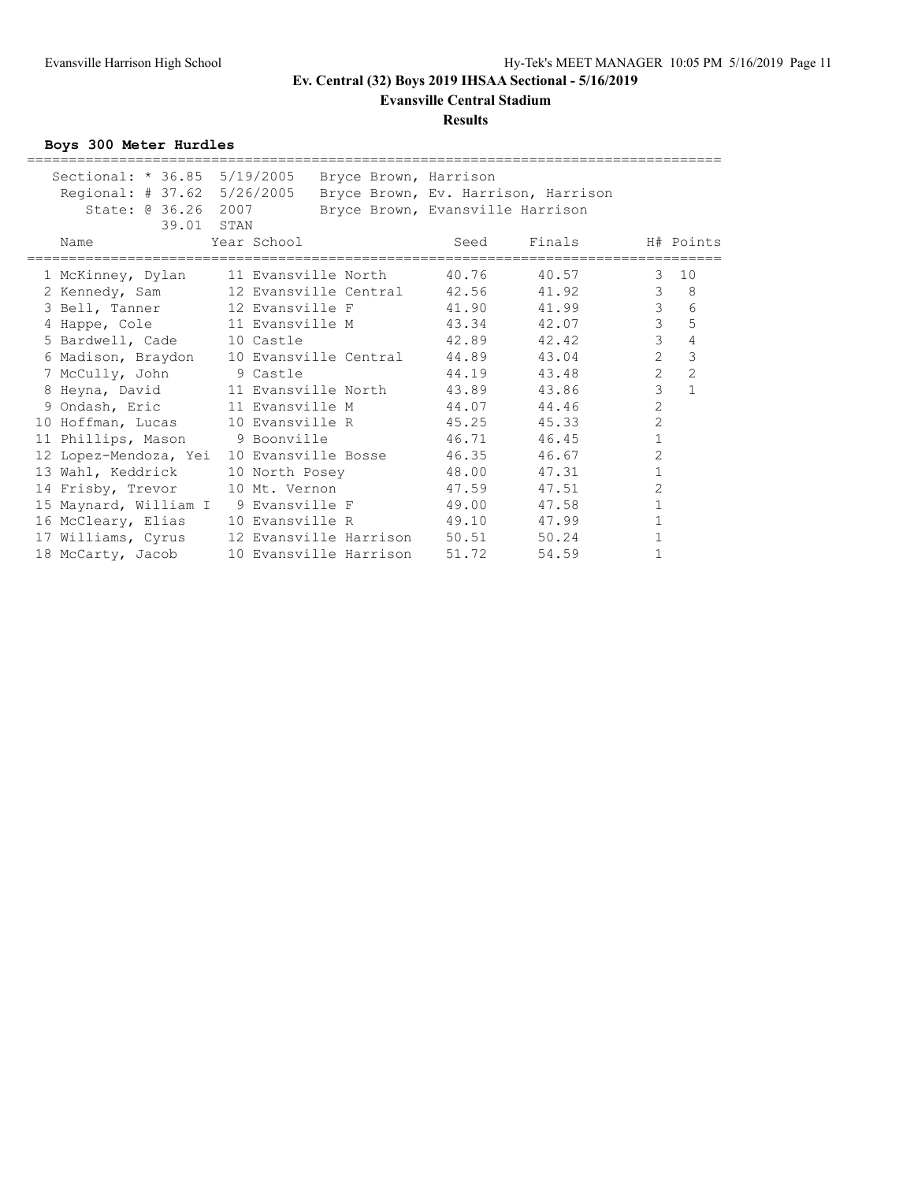# Ev. Central (32) Boys 2019 IHSAA Sectional - 5/16/2019

**Evansville Central Stadium**

**Results**

### Boys 300 Meter Hurdles

Sectional: * 36.85 5/19/2005 Bryce Brown, Harrison
Regional: # 37.62 5/26/2005 Bryce Brown, Ev. Harrison, Harrison
State: @ 36.26 2007 Bryce Brown, Evansville Harrison
39.01 STAN

| | Name | Year | School | Seed | Finals | H# | Points |
|---|---|---|---|---|---|---|---|
| 1 | McKinney, Dylan | 11 | Evansville North | 40.76 | 40.57 | 3 | 10 |
| 2 | Kennedy, Sam | 12 | Evansville Central | 42.56 | 41.92 | 3 | 8 |
| 3 | Bell, Tanner | 12 | Evansville F | 41.90 | 41.99 | 3 | 6 |
| 4 | Happe, Cole | 11 | Evansville M | 43.34 | 42.07 | 3 | 5 |
| 5 | Bardwell, Cade | 10 | Castle | 42.89 | 42.42 | 3 | 4 |
| 6 | Madison, Braydon | 10 | Evansville Central | 44.89 | 43.04 | 2 | 3 |
| 7 | McCully, John | 9 | Castle | 44.19 | 43.48 | 2 | 2 |
| 8 | Heyna, David | 11 | Evansville North | 43.89 | 43.86 | 3 | 1 |
| 9 | Ondash, Eric | 11 | Evansville M | 44.07 | 44.46 | 2 | |
| 10 | Hoffman, Lucas | 10 | Evansville R | 45.25 | 45.33 | 2 | |
| 11 | Phillips, Mason | 9 | Boonville | 46.71 | 46.45 | 1 | |
| 12 | Lopez-Mendoza, Yei | 10 | Evansville Bosse | 46.35 | 46.67 | 2 | |
| 13 | Wahl, Keddrick | 10 | North Posey | 48.00 | 47.31 | 1 | |
| 14 | Frisby, Trevor | 10 | Mt. Vernon | 47.59 | 47.51 | 2 | |
| 15 | Maynard, William I | 9 | Evansville F | 49.00 | 47.58 | 1 | |
| 16 | McCleary, Elias | 10 | Evansville R | 49.10 | 47.99 | 1 | |
| 17 | Williams, Cyrus | 12 | Evansville Harrison | 50.51 | 50.24 | 1 | |
| 18 | McCarty, Jacob | 10 | Evansville Harrison | 51.72 | 54.59 | 1 | |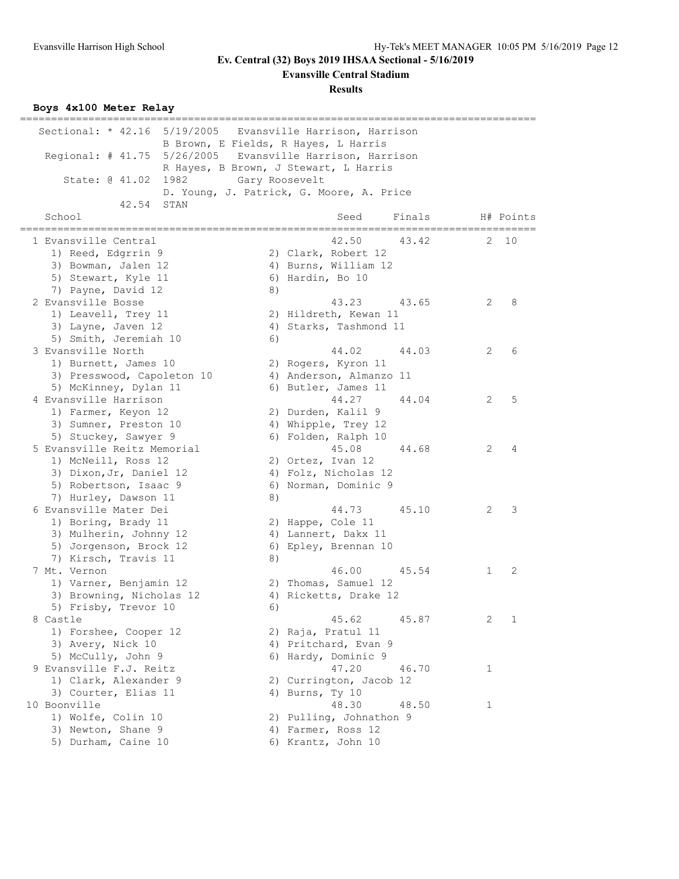# Ev. Central (32) Boys 2019 IHSAA Sectional - 5/16/2019

## Evansville Central Stadium

### Results

**Boys 4x100 Meter Relay**

```
================================================================================
   Sectional: * 42.16  5/19/2005   Evansville Harrison, Harrison
                       B Brown, E Fields, R Hayes, L Harris
    Regional: # 41.75  5/26/2005   Evansville Harrison, Harrison
                       R Hayes, B Brown, J Stewart, L Harris
       State: @ 41.02  1982        Gary Roosevelt
                       D. Young, J. Patrick, G. Moore, A. Price
              42.54  STAN
    School                                            Seed     Finals      H# Points
================================================================================
  1 Evansville Central                               42.50      43.42       2  10
     1) Reed, Edgrrin 9                 2) Clark, Robert 12
     3) Bowman, Jalen 12                4) Burns, William 12
     5) Stewart, Kyle 11                6) Hardin, Bo 10
     7) Payne, David 12                 8)
  2 Evansville Bosse                                 43.23      43.65       2   8
     1) Leavell, Trey 11                2) Hildreth, Kewan 11
     3) Layne, Javen 12                 4) Starks, Tashmond 11
     5) Smith, Jeremiah 10              6)
  3 Evansville North                                 44.02      44.03       2   6
     1) Burnett, James 10               2) Rogers, Kyron 11
     3) Presswood, Capoleton 10         4) Anderson, Almanzo 11
     5) McKinney, Dylan 11              6) Butler, James 11
  4 Evansville Harrison                              44.27      44.04       2   5
     1) Farmer, Keyon 12                2) Durden, Kalil 9
     3) Sumner, Preston 10              4) Whipple, Trey 12
     5) Stuckey, Sawyer 9               6) Folden, Ralph 10
  5 Evansville Reitz Memorial                        45.08      44.68       2   4
     1) McNeill, Ross 12                2) Ortez, Ivan 12
     3) Dixon,Jr, Daniel 12             4) Folz, Nicholas 12
     5) Robertson, Isaac 9              6) Norman, Dominic 9
     7) Hurley, Dawson 11               8)
  6 Evansville Mater Dei                             44.73      45.10       2   3
     1) Boring, Brady 11                2) Happe, Cole 11
     3) Mulherin, Johnny 12             4) Lannert, Dakx 11
     5) Jorgenson, Brock 12             6) Epley, Brennan 10
     7) Kirsch, Travis 11               8)
  7 Mt. Vernon                                       46.00      45.54       1   2
     1) Varner, Benjamin 12             2) Thomas, Samuel 12
     3) Browning, Nicholas 12           4) Ricketts, Drake 12
     5) Frisby, Trevor 10               6)
  8 Castle                                           45.62      45.87       2   1
     1) Forshee, Cooper 12              2) Raja, Pratul 11
     3) Avery, Nick 10                  4) Pritchard, Evan 9
     5) McCully, John 9                 6) Hardy, Dominic 9
  9 Evansville F.J. Reitz                            47.20      46.70       1
     1) Clark, Alexander 9              2) Currington, Jacob 12
     3) Courter, Elias 11               4) Burns, Ty 10
 10 Boonville                                        48.30      48.50       1
     1) Wolfe, Colin 10                 2) Pulling, Johnathon 9
     3) Newton, Shane 9                 4) Farmer, Ross 12
     5) Durham, Caine 10                6) Krantz, John 10
```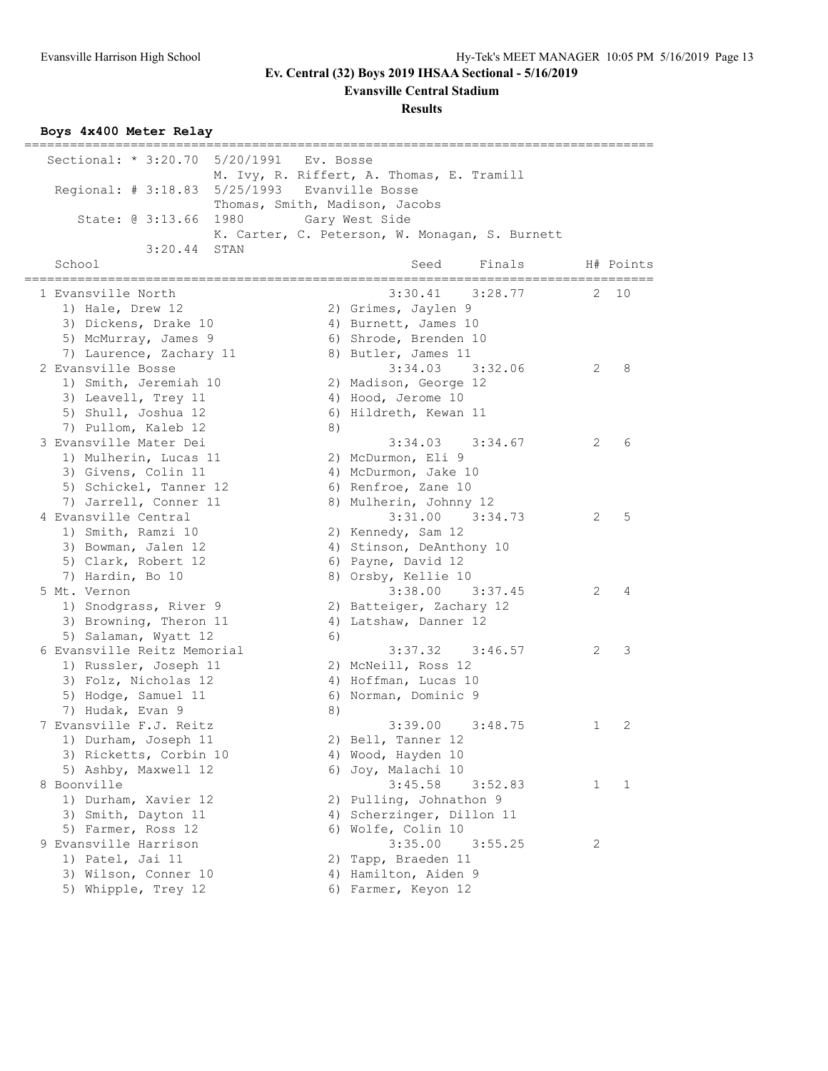# Ev. Central (32) Boys 2019 IHSAA Sectional - 5/16/2019

## Evansville Central Stadium

### Results

**Boys 4x400 Meter Relay**

```
================================================================================
  Sectional: * 3:20.70  5/20/1991   Ev. Bosse
                        M. Ivy, R. Riffert, A. Thomas, E. Tramill
   Regional: # 3:18.83  5/25/1993   Evanville Bosse
                        Thomas, Smith, Madison, Jacobs
      State: @ 3:13.66  1980        Gary West Side
                        K. Carter, C. Peterson, W. Monagan, S. Burnett
             3:20.44  STAN
    School                                           Seed     Finals      H# Points
================================================================================
  1 Evansville North                              3:30.41    3:28.77      2  10
     1) Hale, Drew 12                    2) Grimes, Jaylen 9
     3) Dickens, Drake 10                4) Burnett, James 10
     5) McMurray, James 9                6) Shrode, Brenden 10
     7) Laurence, Zachary 11             8) Butler, James 11
  2 Evansville Bosse                              3:34.03    3:32.06      2   8
     1) Smith, Jeremiah 10               2) Madison, George 12
     3) Leavell, Trey 11                 4) Hood, Jerome 10
     5) Shull, Joshua 12                 6) Hildreth, Kewan 11
     7) Pullom, Kaleb 12                 8)
  3 Evansville Mater Dei                          3:34.03    3:34.67      2   6
     1) Mulherin, Lucas 11               2) McDurmon, Eli 9
     3) Givens, Colin 11                 4) McDurmon, Jake 10
     5) Schickel, Tanner 12              6) Renfroe, Zane 10
     7) Jarrell, Conner 11               8) Mulherin, Johnny 12
  4 Evansville Central                            3:31.00    3:34.73      2   5
     1) Smith, Ramzi 10                  2) Kennedy, Sam 12
     3) Bowman, Jalen 12                 4) Stinson, DeAnthony 10
     5) Clark, Robert 12                 6) Payne, David 12
     7) Hardin, Bo 10                    8) Orsby, Kellie 10
  5 Mt. Vernon                                    3:38.00    3:37.45      2   4
     1) Snodgrass, River 9               2) Batteiger, Zachary 12
     3) Browning, Theron 11              4) Latshaw, Danner 12
     5) Salaman, Wyatt 12                6)
  6 Evansville Reitz Memorial                     3:37.32    3:46.57      2   3
     1) Russler, Joseph 11               2) McNeill, Ross 12
     3) Folz, Nicholas 12                4) Hoffman, Lucas 10
     5) Hodge, Samuel 11                 6) Norman, Dominic 9
     7) Hudak, Evan 9                    8)
  7 Evansville F.J. Reitz                         3:39.00    3:48.75      1   2
     1) Durham, Joseph 11                2) Bell, Tanner 12
     3) Ricketts, Corbin 10              4) Wood, Hayden 10
     5) Ashby, Maxwell 12                6) Joy, Malachi 10
  8 Boonville                                     3:45.58    3:52.83      1   1
     1) Durham, Xavier 12                2) Pulling, Johnathon 9
     3) Smith, Dayton 11                 4) Scherzinger, Dillon 11
     5) Farmer, Ross 12                  6) Wolfe, Colin 10
  9 Evansville Harrison                           3:35.00    3:55.25      2
     1) Patel, Jai 11                    2) Tapp, Braeden 11
     3) Wilson, Conner 10                4) Hamilton, Aiden 9
     5) Whipple, Trey 12                 6) Farmer, Keyon 12
```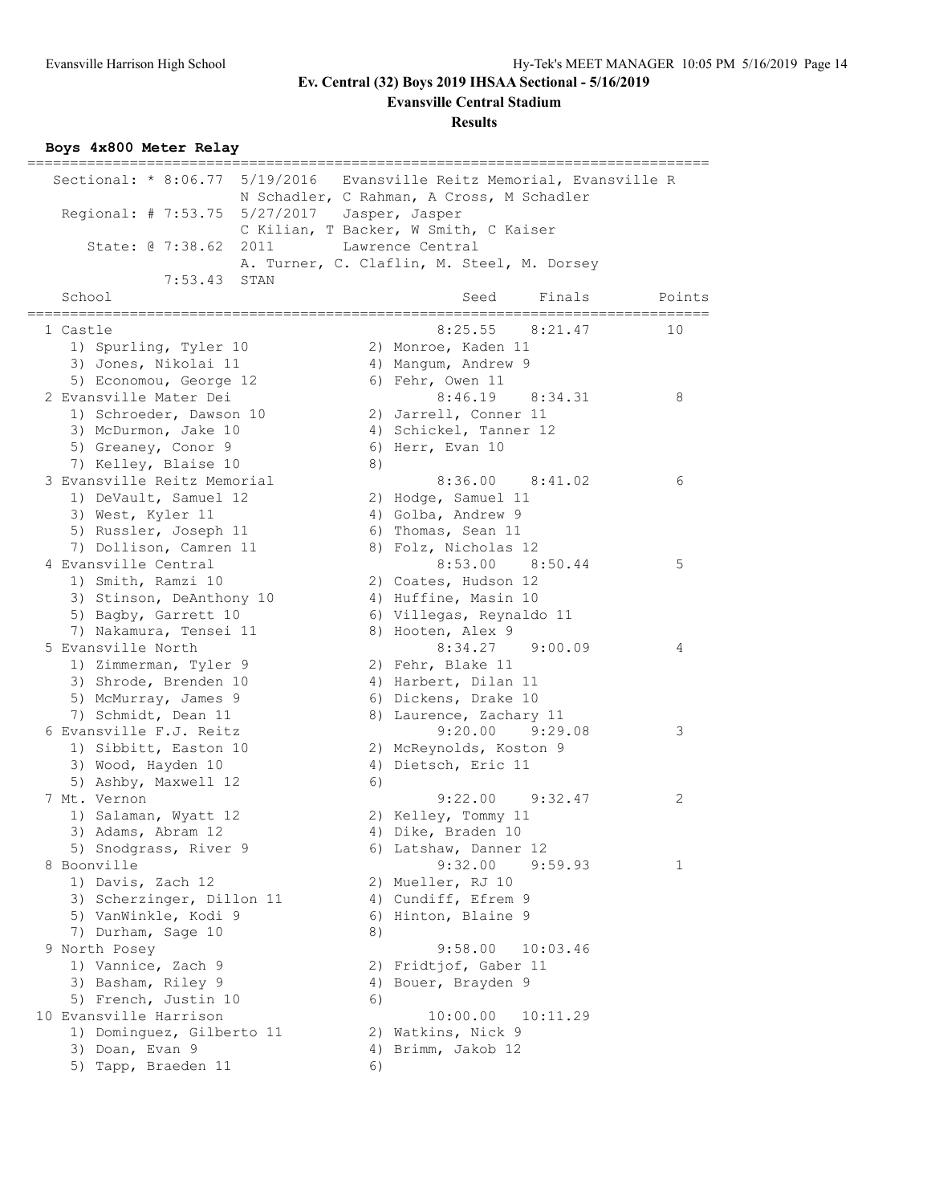# Ev. Central (32) Boys 2019 IHSAA Sectional - 5/16/2019

## Evansville Central Stadium

### Results

**Boys 4x800 Meter Relay**

| Record | Time | Date | School | Athletes |
|---|---|---|---|---|
| Sectional: * | 8:06.77 | 5/19/2016 | Evansville Reitz Memorial, Evansville R | N Schadler, C Rahman, A Cross, M Schadler |
| Regional: # | 7:53.75 | 5/27/2017 | Jasper, Jasper | C Kilian, T Backer, W Smith, C Kaiser |
| State: @ | 7:38.62 | 2011 | Lawrence Central | A. Turner, C. Claflin, M. Steel, M. Dorsey |
| | 7:53.43 | STAN | | |

| Place | School | Seed | Finals | Points |
|---|---|---|---|---|
| 1 | Castle | 8:25.55 | 8:21.47 | 10 |
| | 1) Spurling, Tyler 10; 2) Monroe, Kaden 11; 3) Jones, Nikolai 11; 4) Mangum, Andrew 9; 5) Economou, George 12; 6) Fehr, Owen 11 | | | |
| 2 | Evansville Mater Dei | 8:46.19 | 8:34.31 | 8 |
| | 1) Schroeder, Dawson 10; 2) Jarrell, Conner 11; 3) McDurmon, Jake 10; 4) Schickel, Tanner 12; 5) Greaney, Conor 9; 6) Herr, Evan 10; 7) Kelley, Blaise 10; 8) | | | |
| 3 | Evansville Reitz Memorial | 8:36.00 | 8:41.02 | 6 |
| | 1) DeVault, Samuel 12; 2) Hodge, Samuel 11; 3) West, Kyler 11; 4) Golba, Andrew 9; 5) Russler, Joseph 11; 6) Thomas, Sean 11; 7) Dollison, Camren 11; 8) Folz, Nicholas 12 | | | |
| 4 | Evansville Central | 8:53.00 | 8:50.44 | 5 |
| | 1) Smith, Ramzi 10; 2) Coates, Hudson 12; 3) Stinson, DeAnthony 10; 4) Huffine, Masin 10; 5) Bagby, Garrett 10; 6) Villegas, Reynaldo 11; 7) Nakamura, Tensei 11; 8) Hooten, Alex 9 | | | |
| 5 | Evansville North | 8:34.27 | 9:00.09 | 4 |
| | 1) Zimmerman, Tyler 9; 2) Fehr, Blake 11; 3) Shrode, Brenden 10; 4) Harbert, Dilan 11; 5) McMurray, James 9; 6) Dickens, Drake 10; 7) Schmidt, Dean 11; 8) Laurence, Zachary 11 | | | |
| 6 | Evansville F.J. Reitz | 9:20.00 | 9:29.08 | 3 |
| | 1) Sibbitt, Easton 10; 2) McReynolds, Koston 9; 3) Wood, Hayden 10; 4) Dietsch, Eric 11; 5) Ashby, Maxwell 12; 6) | | | |
| 7 | Mt. Vernon | 9:22.00 | 9:32.47 | 2 |
| | 1) Salaman, Wyatt 12; 2) Kelley, Tommy 11; 3) Adams, Abram 12; 4) Dike, Braden 10; 5) Snodgrass, River 9; 6) Latshaw, Danner 12 | | | |
| 8 | Boonville | 9:32.00 | 9:59.93 | 1 |
| | 1) Davis, Zach 12; 2) Mueller, RJ 10; 3) Scherzinger, Dillon 11; 4) Cundiff, Efrem 9; 5) VanWinkle, Kodi 9; 6) Hinton, Blaine 9; 7) Durham, Sage 10; 8) | | | |
| 9 | North Posey | 9:58.00 | 10:03.46 | |
| | 1) Vannice, Zach 9; 2) Fridtjof, Gaber 11; 3) Basham, Riley 9; 4) Bouer, Brayden 9; 5) French, Justin 10; 6) | | | |
| 10 | Evansville Harrison | 10:00.00 | 10:11.29 | |
| | 1) Dominguez, Gilberto 11; 2) Watkins, Nick 9; 3) Doan, Evan 9; 4) Brimm, Jakob 12; 5) Tapp, Braeden 11; 6) | | | |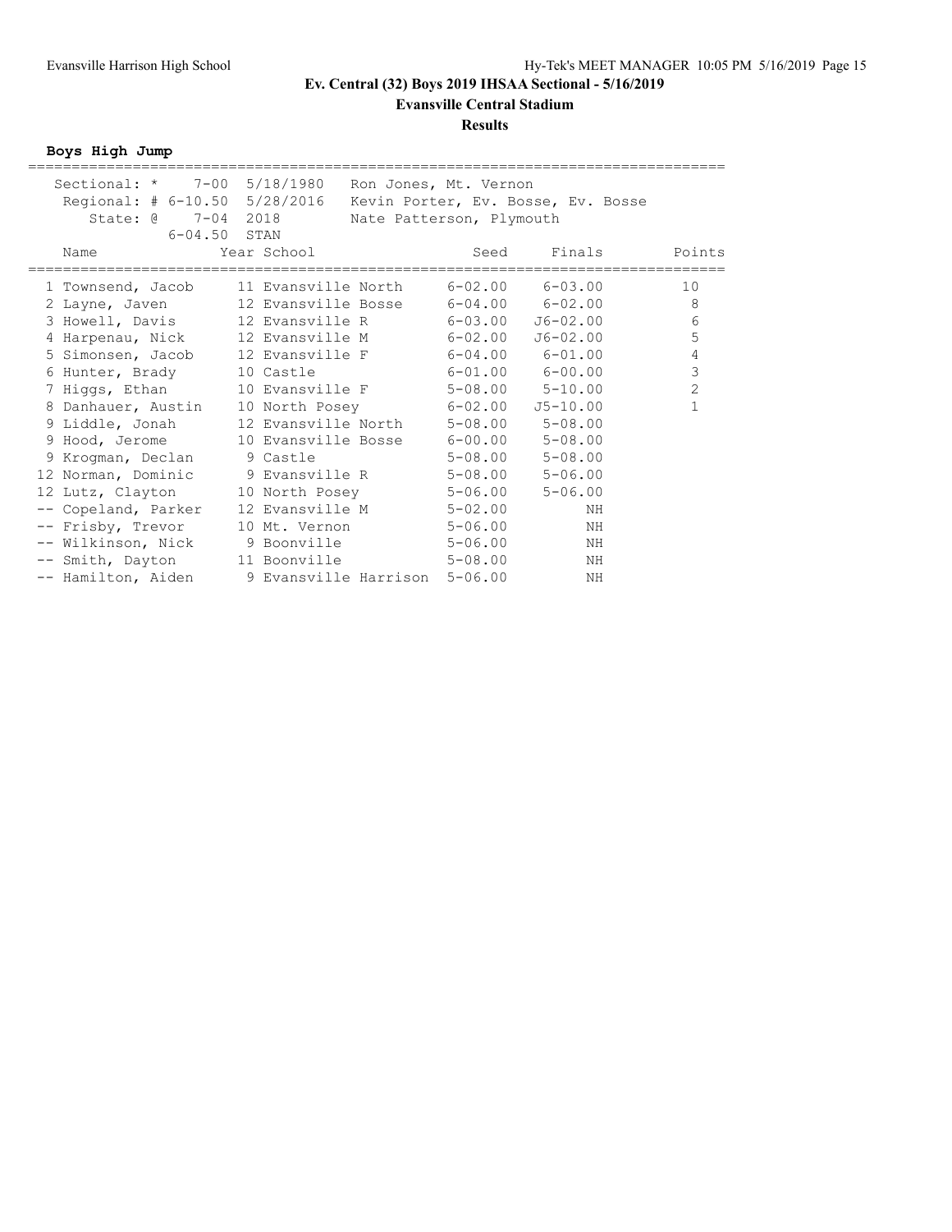# Ev. Central (32) Boys 2019 IHSAA Sectional - 5/16/2019

**Evansville Central Stadium**

**Results**

### Boys High Jump

| | | | |
|---|---|---|---|
| Sectional: * | 7-00 | 5/18/1980 | Ron Jones, Mt. Vernon |
| Regional: # | 6-10.50 | 5/28/2016 | Kevin Porter, Ev. Bosse, Ev. Bosse |
| State: @ | 7-04 | 2018 | Nate Patterson, Plymouth |
| | 6-04.50 | STAN | |

| Place | Name | Year | School | Seed | Finals | Points |
|---|---|---|---|---|---|---|
| 1 | Townsend, Jacob | 11 | Evansville North | 6-02.00 | 6-03.00 | 10 |
| 2 | Layne, Javen | 12 | Evansville Bosse | 6-04.00 | 6-02.00 | 8 |
| 3 | Howell, Davis | 12 | Evansville R | 6-03.00 | J6-02.00 | 6 |
| 4 | Harpenau, Nick | 12 | Evansville M | 6-02.00 | J6-02.00 | 5 |
| 5 | Simonsen, Jacob | 12 | Evansville F | 6-04.00 | 6-01.00 | 4 |
| 6 | Hunter, Brady | 10 | Castle | 6-01.00 | 6-00.00 | 3 |
| 7 | Higgs, Ethan | 10 | Evansville F | 5-08.00 | 5-10.00 | 2 |
| 8 | Danhauer, Austin | 10 | North Posey | 6-02.00 | J5-10.00 | 1 |
| 9 | Liddle, Jonah | 12 | Evansville North | 5-08.00 | 5-08.00 | |
| 9 | Hood, Jerome | 10 | Evansville Bosse | 6-00.00 | 5-08.00 | |
| 9 | Krogman, Declan | 9 | Castle | 5-08.00 | 5-08.00 | |
| 12 | Norman, Dominic | 9 | Evansville R | 5-08.00 | 5-06.00 | |
| 12 | Lutz, Clayton | 10 | North Posey | 5-06.00 | 5-06.00 | |
| -- | Copeland, Parker | 12 | Evansville M | 5-02.00 | NH | |
| -- | Frisby, Trevor | 10 | Mt. Vernon | 5-06.00 | NH | |
| -- | Wilkinson, Nick | 9 | Boonville | 5-06.00 | NH | |
| -- | Smith, Dayton | 11 | Boonville | 5-08.00 | NH | |
| -- | Hamilton, Aiden | 9 | Evansville Harrison | 5-06.00 | NH | |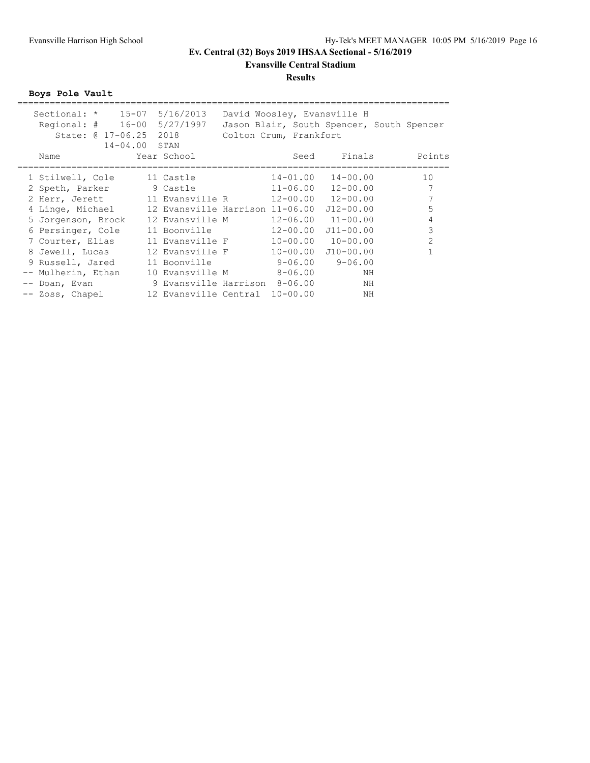## Ev. Central (32) Boys 2019 IHSAA Sectional - 5/16/2019

**Evansville Central Stadium**

**Results**

### Boys Pole Vault

Sectional: * 15-07 5/16/2013 David Woosley, Evansville H
Regional: # 16-00 5/27/1997 Jason Blair, South Spencer, South Spencer
State: @ 17-06.25 2018 Colton Crum, Frankfort
14-04.00 STAN

| | Name | Year | School | Seed | Finals | Points |
|---|---|---|---|---|---|---|
| 1 | Stilwell, Cole | 11 | Castle | 14-01.00 | 14-00.00 | 10 |
| 2 | Speth, Parker | 9 | Castle | 11-06.00 | 12-00.00 | 7 |
| 2 | Herr, Jerett | 11 | Evansville R | 12-00.00 | 12-00.00 | 7 |
| 4 | Linge, Michael | 12 | Evansville Harrison | 11-06.00 | J12-00.00 | 5 |
| 5 | Jorgenson, Brock | 12 | Evansville M | 12-06.00 | 11-00.00 | 4 |
| 6 | Persinger, Cole | 11 | Boonville | 12-00.00 | J11-00.00 | 3 |
| 7 | Courter, Elias | 11 | Evansville F | 10-00.00 | 10-00.00 | 2 |
| 8 | Jewell, Lucas | 12 | Evansville F | 10-00.00 | J10-00.00 | 1 |
| 9 | Russell, Jared | 11 | Boonville | 9-06.00 | 9-06.00 | |
| -- | Mulherin, Ethan | 10 | Evansville M | 8-06.00 | NH | |
| -- | Doan, Evan | 9 | Evansville Harrison | 8-06.00 | NH | |
| -- | Zoss, Chapel | 12 | Evansville Central | 10-00.00 | NH | |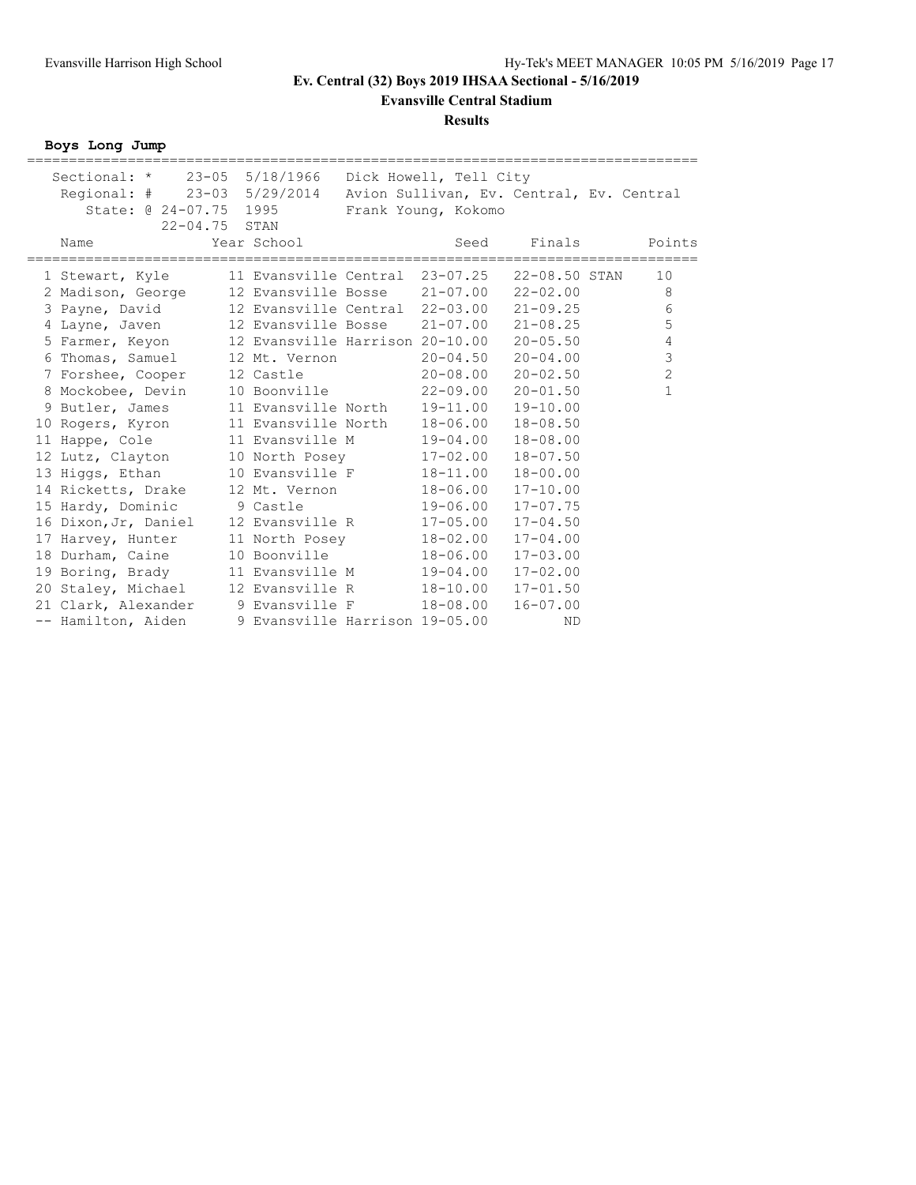# Ev. Central (32) Boys 2019 IHSAA Sectional - 5/16/2019

## Evansville Central Stadium

### Results

**Boys Long Jump**

Sectional: * 23-05 5/18/1966 Dick Howell, Tell City
Regional: # 23-03 5/29/2014 Avion Sullivan, Ev. Central, Ev. Central
State: @ 24-07.75 1995 Frank Young, Kokomo
22-04.75 STAN

| Place | Name | Year | School | Seed | Finals | Points |
|---|---|---|---|---|---|---|
| 1 | Stewart, Kyle | 11 | Evansville Central | 23-07.25 | 22-08.50 STAN | 10 |
| 2 | Madison, George | 12 | Evansville Bosse | 21-07.00 | 22-02.00 | 8 |
| 3 | Payne, David | 12 | Evansville Central | 22-03.00 | 21-09.25 | 6 |
| 4 | Layne, Javen | 12 | Evansville Bosse | 21-07.00 | 21-08.25 | 5 |
| 5 | Farmer, Keyon | 12 | Evansville Harrison | 20-10.00 | 20-05.50 | 4 |
| 6 | Thomas, Samuel | 12 | Mt. Vernon | 20-04.50 | 20-04.00 | 3 |
| 7 | Forshee, Cooper | 12 | Castle | 20-08.00 | 20-02.50 | 2 |
| 8 | Mockobee, Devin | 10 | Boonville | 22-09.00 | 20-01.50 | 1 |
| 9 | Butler, James | 11 | Evansville North | 19-11.00 | 19-10.00 | |
| 10 | Rogers, Kyron | 11 | Evansville North | 18-06.00 | 18-08.50 | |
| 11 | Happe, Cole | 11 | Evansville M | 19-04.00 | 18-08.00 | |
| 12 | Lutz, Clayton | 10 | North Posey | 17-02.00 | 18-07.50 | |
| 13 | Higgs, Ethan | 10 | Evansville F | 18-11.00 | 18-00.00 | |
| 14 | Ricketts, Drake | 12 | Mt. Vernon | 18-06.00 | 17-10.00 | |
| 15 | Hardy, Dominic | 9 | Castle | 19-06.00 | 17-07.75 | |
| 16 | Dixon,Jr, Daniel | 12 | Evansville R | 17-05.00 | 17-04.50 | |
| 17 | Harvey, Hunter | 11 | North Posey | 18-02.00 | 17-04.00 | |
| 18 | Durham, Caine | 10 | Boonville | 18-06.00 | 17-03.00 | |
| 19 | Boring, Brady | 11 | Evansville M | 19-04.00 | 17-02.00 | |
| 20 | Staley, Michael | 12 | Evansville R | 18-10.00 | 17-01.50 | |
| 21 | Clark, Alexander | 9 | Evansville F | 18-08.00 | 16-07.00 | |
| -- | Hamilton, Aiden | 9 | Evansville Harrison | 19-05.00 | ND | |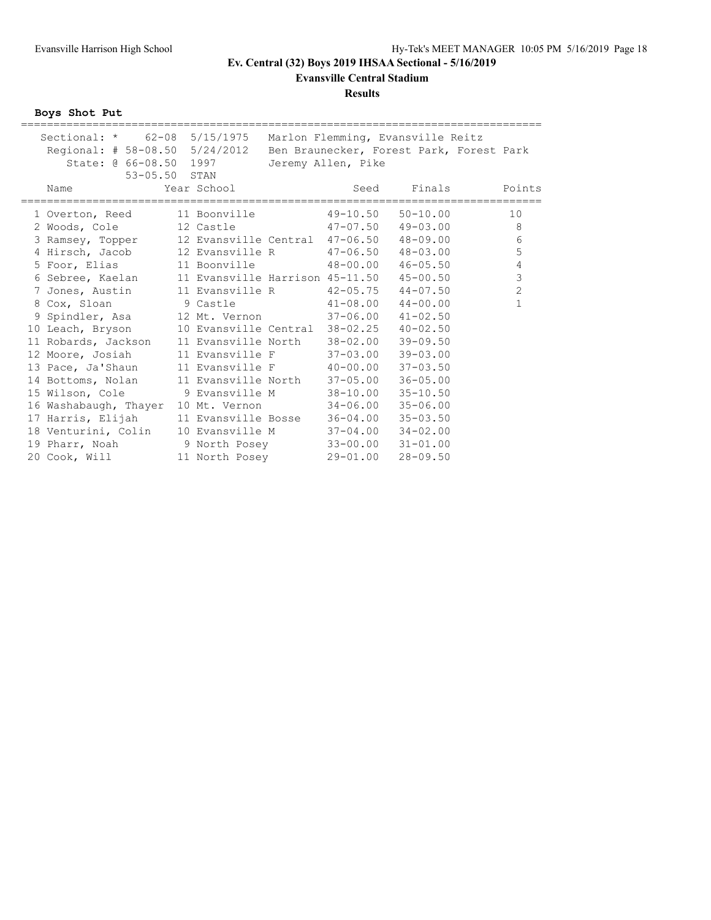# Ev. Central (32) Boys 2019 IHSAA Sectional - 5/16/2019

**Evansville Central Stadium**

**Results**

**Boys Shot Put**

Sectional: * 62-08 5/15/1975 Marlon Flemming, Evansville Reitz
Regional: # 58-08.50 5/24/2012 Ben Braunecker, Forest Park, Forest Park
State: @ 66-08.50 1997 Jeremy Allen, Pike
53-05.50 STAN

| | Name | Year | School | Seed | Finals | Points |
|---|---|---|---|---|---|---|
| 1 | Overton, Reed | 11 | Boonville | 49-10.50 | 50-10.00 | 10 |
| 2 | Woods, Cole | 12 | Castle | 47-07.50 | 49-03.00 | 8 |
| 3 | Ramsey, Topper | 12 | Evansville Central | 47-06.50 | 48-09.00 | 6 |
| 4 | Hirsch, Jacob | 12 | Evansville R | 47-06.50 | 48-03.00 | 5 |
| 5 | Foor, Elias | 11 | Boonville | 48-00.00 | 46-05.50 | 4 |
| 6 | Sebree, Kaelan | 11 | Evansville Harrison | 45-11.50 | 45-00.50 | 3 |
| 7 | Jones, Austin | 11 | Evansville R | 42-05.75 | 44-07.50 | 2 |
| 8 | Cox, Sloan | 9 | Castle | 41-08.00 | 44-00.00 | 1 |
| 9 | Spindler, Asa | 12 | Mt. Vernon | 37-06.00 | 41-02.50 | |
| 10 | Leach, Bryson | 10 | Evansville Central | 38-02.25 | 40-02.50 | |
| 11 | Robards, Jackson | 11 | Evansville North | 38-02.00 | 39-09.50 | |
| 12 | Moore, Josiah | 11 | Evansville F | 37-03.00 | 39-03.00 | |
| 13 | Pace, Ja'Shaun | 11 | Evansville F | 40-00.00 | 37-03.50 | |
| 14 | Bottoms, Nolan | 11 | Evansville North | 37-05.00 | 36-05.00 | |
| 15 | Wilson, Cole | 9 | Evansville M | 38-10.00 | 35-10.50 | |
| 16 | Washabaugh, Thayer | 10 | Mt. Vernon | 34-06.00 | 35-06.00 | |
| 17 | Harris, Elijah | 11 | Evansville Bosse | 36-04.00 | 35-03.50 | |
| 18 | Venturini, Colin | 10 | Evansville M | 37-04.00 | 34-02.00 | |
| 19 | Pharr, Noah | 9 | North Posey | 33-00.00 | 31-01.00 | |
| 20 | Cook, Will | 11 | North Posey | 29-01.00 | 28-09.50 | |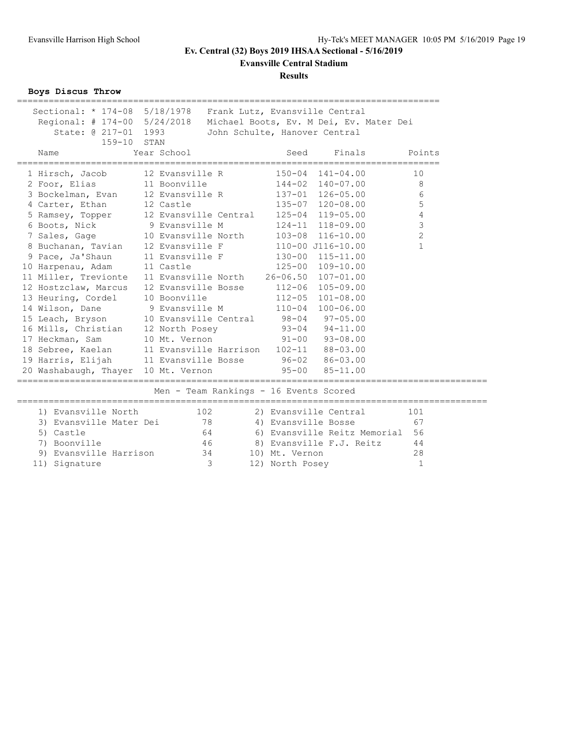# Ev. Central (32) Boys 2019 IHSAA Sectional - 5/16/2019

## Evansville Central Stadium

### Results

**Boys Discus Throw**

Sectional: * 174-08 5/18/1978 Frank Lutz, Evansville Central
Regional: # 174-00 5/24/2018 Michael Boots, Ev. M Dei, Ev. Mater Dei
State: @ 217-01 1993 John Schulte, Hanover Central
159-10 STAN

| | Name | Year | School | Seed | Finals | Points |
|---|---|---|---|---|---|---|
| 1 | Hirsch, Jacob | 12 | Evansville R | 150-04 | 141-04.00 | 10 |
| 2 | Foor, Elias | 11 | Boonville | 144-02 | 140-07.00 | 8 |
| 3 | Bockelman, Evan | 12 | Evansville R | 137-01 | 126-05.00 | 6 |
| 4 | Carter, Ethan | 12 | Castle | 135-07 | 120-08.00 | 5 |
| 5 | Ramsey, Topper | 12 | Evansville Central | 125-04 | 119-05.00 | 4 |
| 6 | Boots, Nick | 9 | Evansville M | 124-11 | 118-09.00 | 3 |
| 7 | Sales, Gage | 10 | Evansville North | 103-08 | 116-10.00 | 2 |
| 8 | Buchanan, Tavian | 12 | Evansville F | 110-00 | J116-10.00 | 1 |
| 9 | Pace, Ja'Shaun | 11 | Evansville F | 130-00 | 115-11.00 | |
| 10 | Harpenau, Adam | 11 | Castle | 125-00 | 109-10.00 | |
| 11 | Miller, Trevionte | 11 | Evansville North | 26-06.50 | 107-01.00 | |
| 12 | Hostzclaw, Marcus | 12 | Evansville Bosse | 112-06 | 105-09.00 | |
| 13 | Heuring, Cordel | 10 | Boonville | 112-05 | 101-08.00 | |
| 14 | Wilson, Dane | 9 | Evansville M | 110-04 | 100-06.00 | |
| 15 | Leach, Bryson | 10 | Evansville Central | 98-04 | 97-05.00 | |
| 16 | Mills, Christian | 12 | North Posey | 93-04 | 94-11.00 | |
| 17 | Heckman, Sam | 10 | Mt. Vernon | 91-00 | 93-08.00 | |
| 18 | Sebree, Kaelan | 11 | Evansville Harrison | 102-11 | 88-03.00 | |
| 19 | Harris, Elijah | 11 | Evansville Bosse | 96-02 | 86-03.00 | |
| 20 | Washabaugh, Thayer | 10 | Mt. Vernon | 95-00 | 85-11.00 | |

**Men - Team Rankings - 16 Events Scored**

| | Team | Points | | Team | Points |
|---|---|---|---|---|---|
| 1) | Evansville North | 102 | 2) | Evansville Central | 101 |
| 3) | Evansville Mater Dei | 78 | 4) | Evansville Bosse | 67 |
| 5) | Castle | 64 | 6) | Evansville Reitz Memorial | 56 |
| 7) | Boonville | 46 | 8) | Evansville F.J. Reitz | 44 |
| 9) | Evansville Harrison | 34 | 10) | Mt. Vernon | 28 |
| 11) | Signature | 3 | 12) | North Posey | 1 |